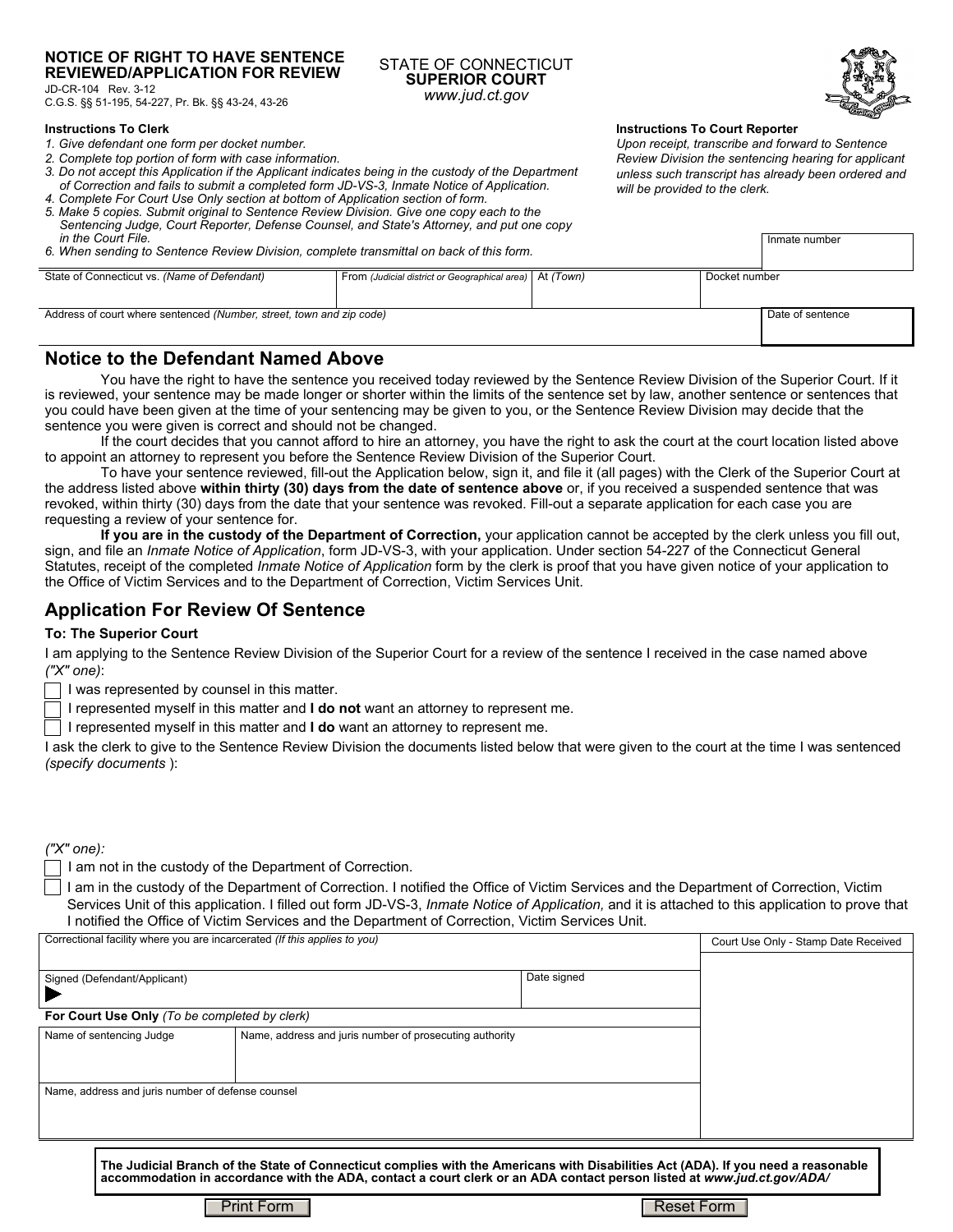**NOTICE OF RIGHT TO HAVE SENTENCE REVIEWED/APPLICATION FOR REVIEW**
JD-CR-104 Rev. 3-12
C.G.S. §§ 51-195, 54-227, Pr. Bk. §§ 43-24, 43-26

STATE OF CONNECTICUT
**SUPERIOR COURT**
*www.jud.ct.gov*

**Instructions To Clerk**

1. *Give defendant one form per docket number.*
2. *Complete top portion of form with case information.*
3. *Do not accept this Application if the Applicant indicates being in the custody of the Department of Correction and fails to submit a completed form JD-VS-3, Inmate Notice of Application.*
4. *Complete For Court Use Only section at bottom of Application section of form.*
5. *Make 5 copies. Submit original to Sentence Review Division. Give one copy each to the Sentencing Judge, Court Reporter, Defense Counsel, and State's Attorney, and put one copy in the Court File.*
6. *When sending to Sentence Review Division, complete transmittal on back of this form.*

**Instructions To Court Reporter**

*Upon receipt, transcribe and forward to Sentence Review Division the sentencing hearing for applicant unless such transcript has already been ordered and will be provided to the clerk.*

| | | | | Inmate number |
|---|---|---|---|---|
| State of Connecticut vs. *(Name of Defendant)* | From *(Judicial district or Geographical area)* | At *(Town)* | Docket number | |
| Address of court where sentenced *(Number, street, town and zip code)* | | | | Date of sentence |

## Notice to the Defendant Named Above

You have the right to have the sentence you received today reviewed by the Sentence Review Division of the Superior Court. If it is reviewed, your sentence may be made longer or shorter within the limits of the sentence set by law, another sentence or sentences that you could have been given at the time of your sentencing may be given to you, or the Sentence Review Division may decide that the sentence you were given is correct and should not be changed.

If the court decides that you cannot afford to hire an attorney, you have the right to ask the court at the court location listed above to appoint an attorney to represent you before the Sentence Review Division of the Superior Court.

To have your sentence reviewed, fill-out the Application below, sign it, and file it (all pages) with the Clerk of the Superior Court at the address listed above **within thirty (30) days from the date of sentence above** or, if you received a suspended sentence that was revoked, within thirty (30) days from the date that your sentence was revoked. Fill-out a separate application for each case you are requesting a review of your sentence for.

**If you are in the custody of the Department of Correction,** your application cannot be accepted by the clerk unless you fill out, sign, and file an *Inmate Notice of Application*, form JD-VS-3, with your application. Under section 54-227 of the Connecticut General Statutes, receipt of the completed *Inmate Notice of Application* form by the clerk is proof that you have given notice of your application to the Office of Victim Services and to the Department of Correction, Victim Services Unit.

## Application For Review Of Sentence

**To: The Superior Court**

I am applying to the Sentence Review Division of the Superior Court for a review of the sentence I received in the case named above *("X" one)*:

- ☐ I was represented by counsel in this matter.
- ☐ I represented myself in this matter and **I do not** want an attorney to represent me.
- ☐ I represented myself in this matter and **I do** want an attorney to represent me.

I ask the clerk to give to the Sentence Review Division the documents listed below that were given to the court at the time I was sentenced *(specify documents)*:

*("X" one):*

- ☐ I am not in the custody of the Department of Correction.
- ☐ I am in the custody of the Department of Correction. I notified the Office of Victim Services and the Department of Correction, Victim Services Unit of this application. I filled out form JD-VS-3, *Inmate Notice of Application,* and it is attached to this application to prove that I notified the Office of Victim Services and the Department of Correction, Victim Services Unit.

| Correctional facility where you are incarcerated *(If this applies to you)* | | Court Use Only - Stamp Date Received |
|---|---|---|
| Signed (Defendant/Applicant) ▶ | Date signed | |
| **For Court Use Only** *(To be completed by clerk)* | | |
| Name of sentencing Judge | Name, address and juris number of prosecuting authority | |
| Name, address and juris number of defense counsel | | |

**The Judicial Branch of the State of Connecticut complies with the Americans with Disabilities Act (ADA). If you need a reasonable accommodation in accordance with the ADA, contact a court clerk or an ADA contact person listed at *www.jud.ct.gov/ADA/***

Print Form | Reset Form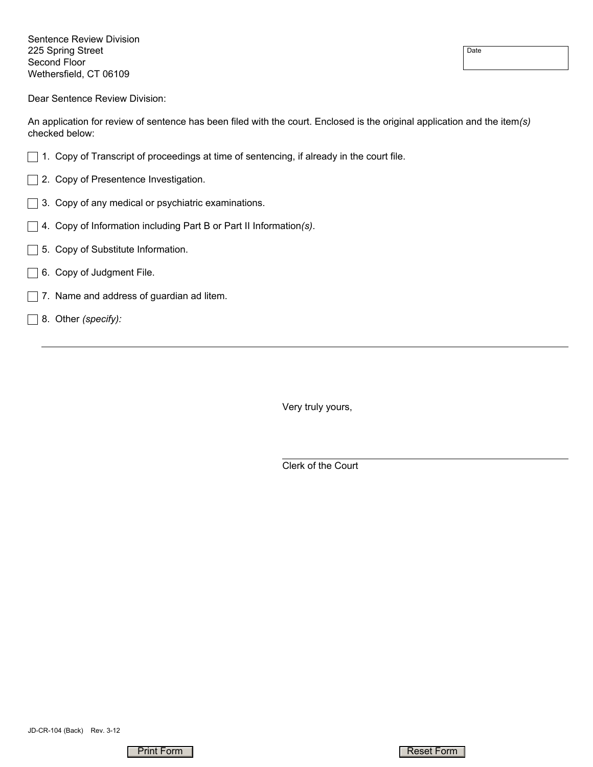Sentence Review Division
225 Spring Street
Second Floor
Wethersfield, CT 06109

Date

Dear Sentence Review Division:

An application for review of sentence has been filed with the court. Enclosed is the original application and the item*(s)* checked below:

- ☐ 1. Copy of Transcript of proceedings at time of sentencing, if already in the court file.
- ☐ 2. Copy of Presentence Investigation.
- ☐ 3. Copy of any medical or psychiatric examinations.
- ☐ 4. Copy of Information including Part B or Part II Information*(s)*.
- ☐ 5. Copy of Substitute Information.
- ☐ 6. Copy of Judgment File.
- ☐ 7. Name and address of guardian ad litem.
- ☐ 8. Other *(specify)*:

_______________________________________________

Very truly yours,

_______________________________________________
Clerk of the Court

JD-CR-104 (Back) Rev. 3-12

Print Form Reset Form